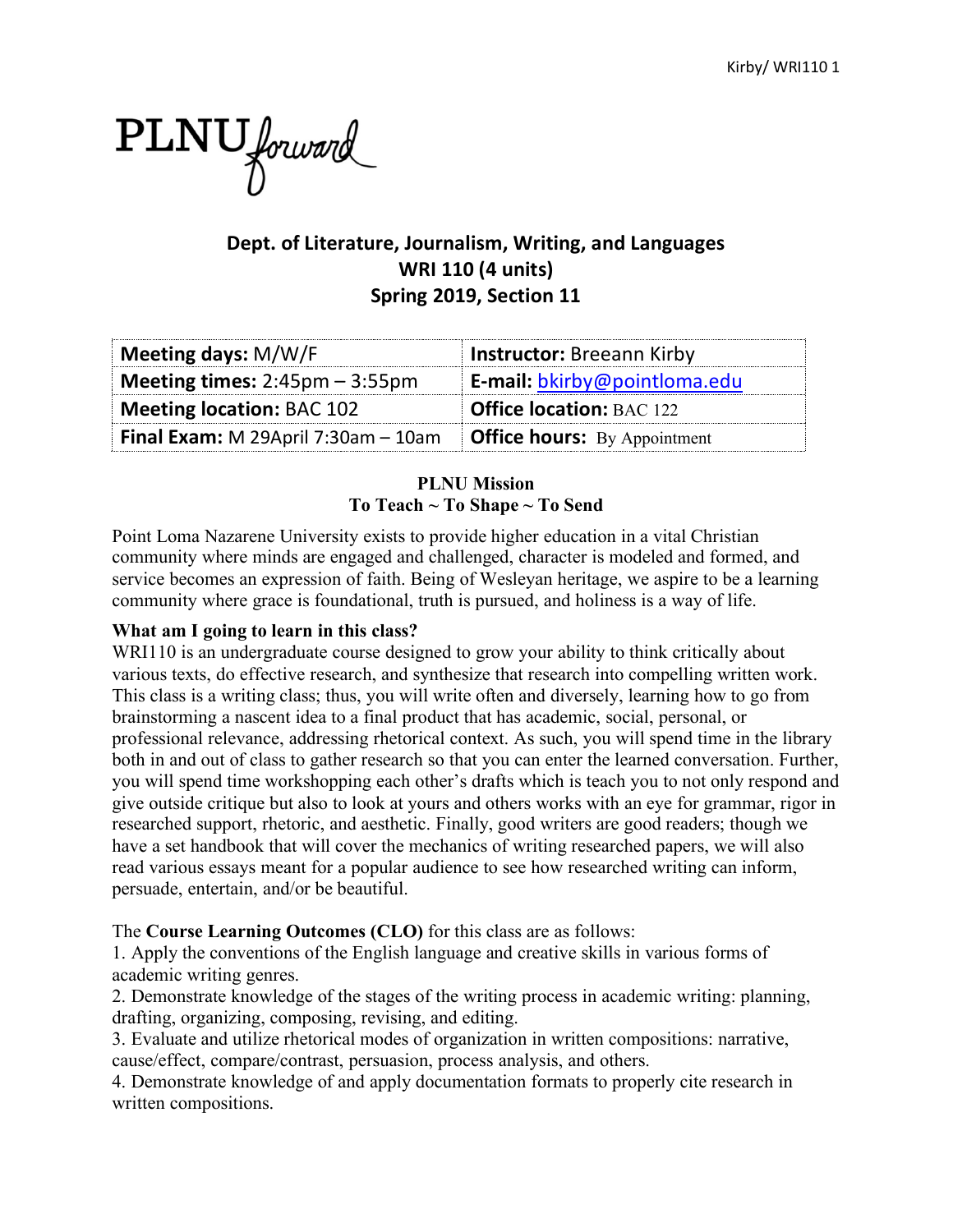PLNU forward

# Dept. of Literature, Journalism, Writing, and Languages
## WRI 110 (4 units)
## Spring 2019, Section 11

| **Meeting days:** M/W/F | **Instructor:** Breeann Kirby |
| --- | --- |
| **Meeting times:** 2:45pm – 3:55pm | **E-mail:** bkirby@pointloma.edu |
| **Meeting location:** BAC 102 | **Office location:** BAC 122 |
| **Final Exam:** M 29April 7:30am – 10am | **Office hours:** By Appointment |

**PLNU Mission**
**To Teach ~ To Shape ~ To Send**

Point Loma Nazarene University exists to provide higher education in a vital Christian community where minds are engaged and challenged, character is modeled and formed, and service becomes an expression of faith. Being of Wesleyan heritage, we aspire to be a learning community where grace is foundational, truth is pursued, and holiness is a way of life.

**What am I going to learn in this class?**

WRI110 is an undergraduate course designed to grow your ability to think critically about various texts, do effective research, and synthesize that research into compelling written work. This class is a writing class; thus, you will write often and diversely, learning how to go from brainstorming a nascent idea to a final product that has academic, social, personal, or professional relevance, addressing rhetorical context. As such, you will spend time in the library both in and out of class to gather research so that you can enter the learned conversation. Further, you will spend time workshopping each other's drafts which is teach you to not only respond and give outside critique but also to look at yours and others works with an eye for grammar, rigor in researched support, rhetoric, and aesthetic. Finally, good writers are good readers; though we have a set handbook that will cover the mechanics of writing researched papers, we will also read various essays meant for a popular audience to see how researched writing can inform, persuade, entertain, and/or be beautiful.

The **Course Learning Outcomes (CLO)** for this class are as follows:

1. Apply the conventions of the English language and creative skills in various forms of academic writing genres.
2. Demonstrate knowledge of the stages of the writing process in academic writing: planning, drafting, organizing, composing, revising, and editing.
3. Evaluate and utilize rhetorical modes of organization in written compositions: narrative, cause/effect, compare/contrast, persuasion, process analysis, and others.
4. Demonstrate knowledge of and apply documentation formats to properly cite research in written compositions.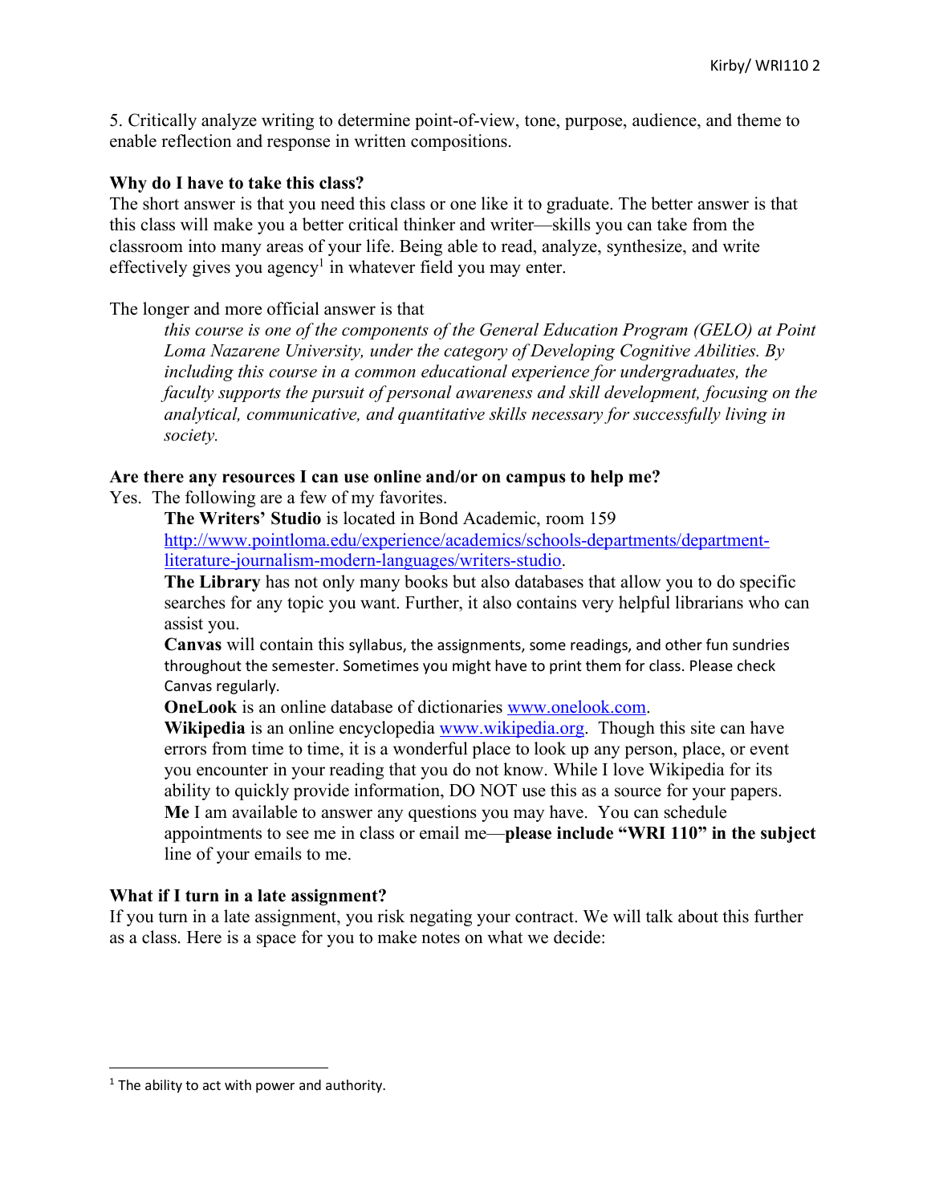5. Critically analyze writing to determine point-of-view, tone, purpose, audience, and theme to enable reflection and response in written compositions.

**Why do I have to take this class?**

The short answer is that you need this class or one like it to graduate. The better answer is that this class will make you a better critical thinker and writer—skills you can take from the classroom into many areas of your life. Being able to read, analyze, synthesize, and write effectively gives you agency[1] in whatever field you may enter.

The longer and more official answer is that

> *this course is one of the components of the General Education Program (GELO) at Point Loma Nazarene University, under the category of Developing Cognitive Abilities. By including this course in a common educational experience for undergraduates, the faculty supports the pursuit of personal awareness and skill development, focusing on the analytical, communicative, and quantitative skills necessary for successfully living in society.*

**Are there any resources I can use online and/or on campus to help me?**

Yes. The following are a few of my favorites.

**The Writers' Studio** is located in Bond Academic, room 159 http://www.pointloma.edu/experience/academics/schools-departments/department-literature-journalism-modern-languages/writers-studio.

**The Library** has not only many books but also databases that allow you to do specific searches for any topic you want. Further, it also contains very helpful librarians who can assist you.

**Canvas** will contain this syllabus, the assignments, some readings, and other fun sundries throughout the semester. Sometimes you might have to print them for class. Please check Canvas regularly.

**OneLook** is an online database of dictionaries www.onelook.com.

**Wikipedia** is an online encyclopedia www.wikipedia.org. Though this site can have errors from time to time, it is a wonderful place to look up any person, place, or event you encounter in your reading that you do not know. While I love Wikipedia for its ability to quickly provide information, DO NOT use this as a source for your papers.

**Me** I am available to answer any questions you may have. You can schedule appointments to see me in class or email me—**please include "WRI 110" in the subject** line of your emails to me.

**What if I turn in a late assignment?**

If you turn in a late assignment, you risk negating your contract. We will talk about this further as a class. Here is a space for you to make notes on what we decide:

[1] The ability to act with power and authority.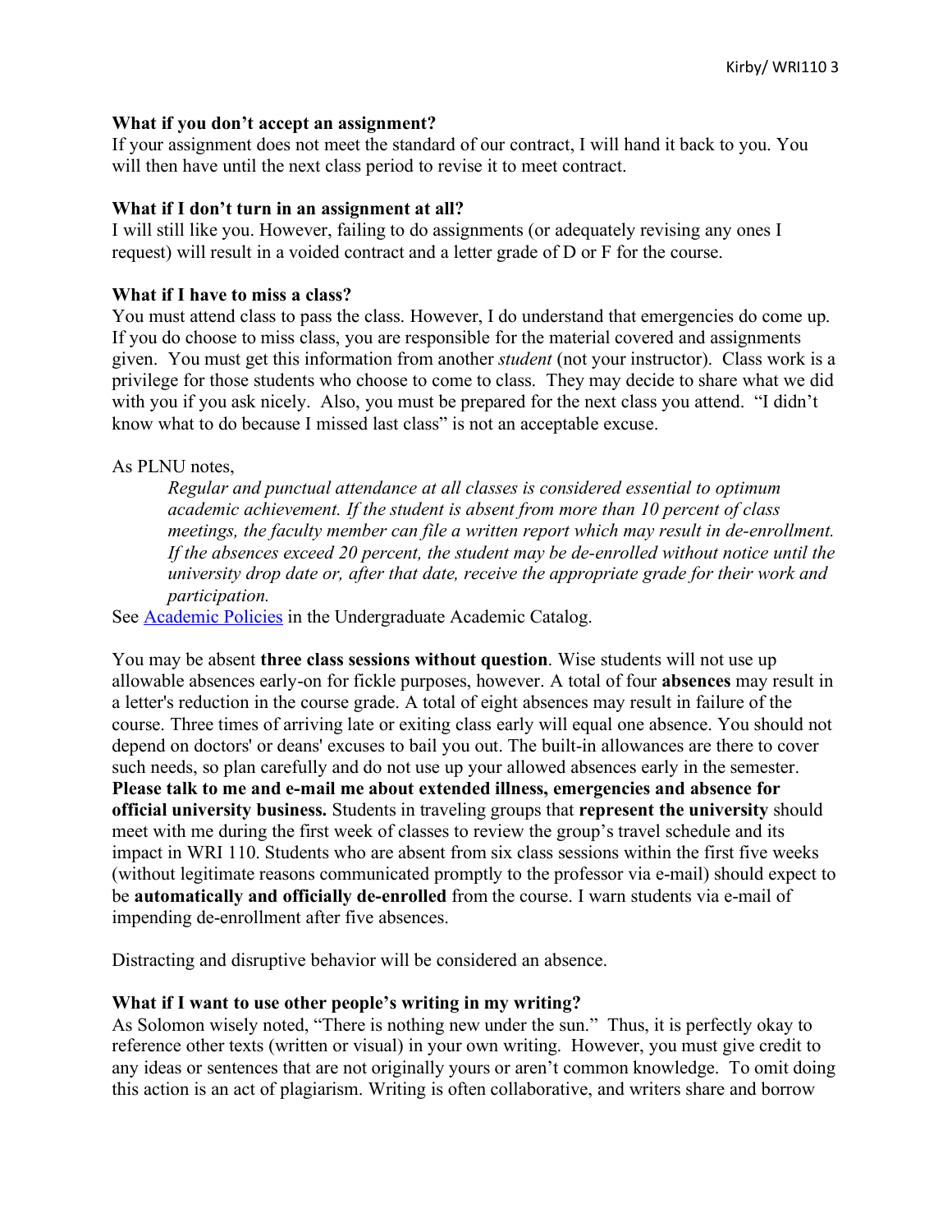**What if you don't accept an assignment?**
If your assignment does not meet the standard of our contract, I will hand it back to you. You will then have until the next class period to revise it to meet contract.

**What if I don't turn in an assignment at all?**
I will still like you. However, failing to do assignments (or adequately revising any ones I request) will result in a voided contract and a letter grade of D or F for the course.

**What if I have to miss a class?**
You must attend class to pass the class. However, I do understand that emergencies do come up. If you do choose to miss class, you are responsible for the material covered and assignments given. You must get this information from another *student* (not your instructor). Class work is a privilege for those students who choose to come to class. They may decide to share what we did with you if you ask nicely. Also, you must be prepared for the next class you attend. "I didn't know what to do because I missed last class" is not an acceptable excuse.

As PLNU notes,

> *Regular and punctual attendance at all classes is considered essential to optimum academic achievement. If the student is absent from more than 10 percent of class meetings, the faculty member can file a written report which may result in de-enrollment. If the absences exceed 20 percent, the student may be de-enrolled without notice until the university drop date or, after that date, receive the appropriate grade for their work and participation.*

See [Academic Policies](#) in the Undergraduate Academic Catalog.

You may be absent **three class sessions without question**. Wise students will not use up allowable absences early-on for fickle purposes, however. A total of four **absences** may result in a letter's reduction in the course grade. A total of eight absences may result in failure of the course. Three times of arriving late or exiting class early will equal one absence. You should not depend on doctors' or deans' excuses to bail you out. The built-in allowances are there to cover such needs, so plan carefully and do not use up your allowed absences early in the semester. **Please talk to me and e-mail me about extended illness, emergencies and absence for official university business.** Students in traveling groups that **represent the university** should meet with me during the first week of classes to review the group's travel schedule and its impact in WRI 110. Students who are absent from six class sessions within the first five weeks (without legitimate reasons communicated promptly to the professor via e-mail) should expect to be **automatically and officially de-enrolled** from the course. I warn students via e-mail of impending de-enrollment after five absences.

Distracting and disruptive behavior will be considered an absence.

**What if I want to use other people's writing in my writing?**
As Solomon wisely noted, "There is nothing new under the sun." Thus, it is perfectly okay to reference other texts (written or visual) in your own writing. However, you must give credit to any ideas or sentences that are not originally yours or aren't common knowledge. To omit doing this action is an act of plagiarism. Writing is often collaborative, and writers share and borrow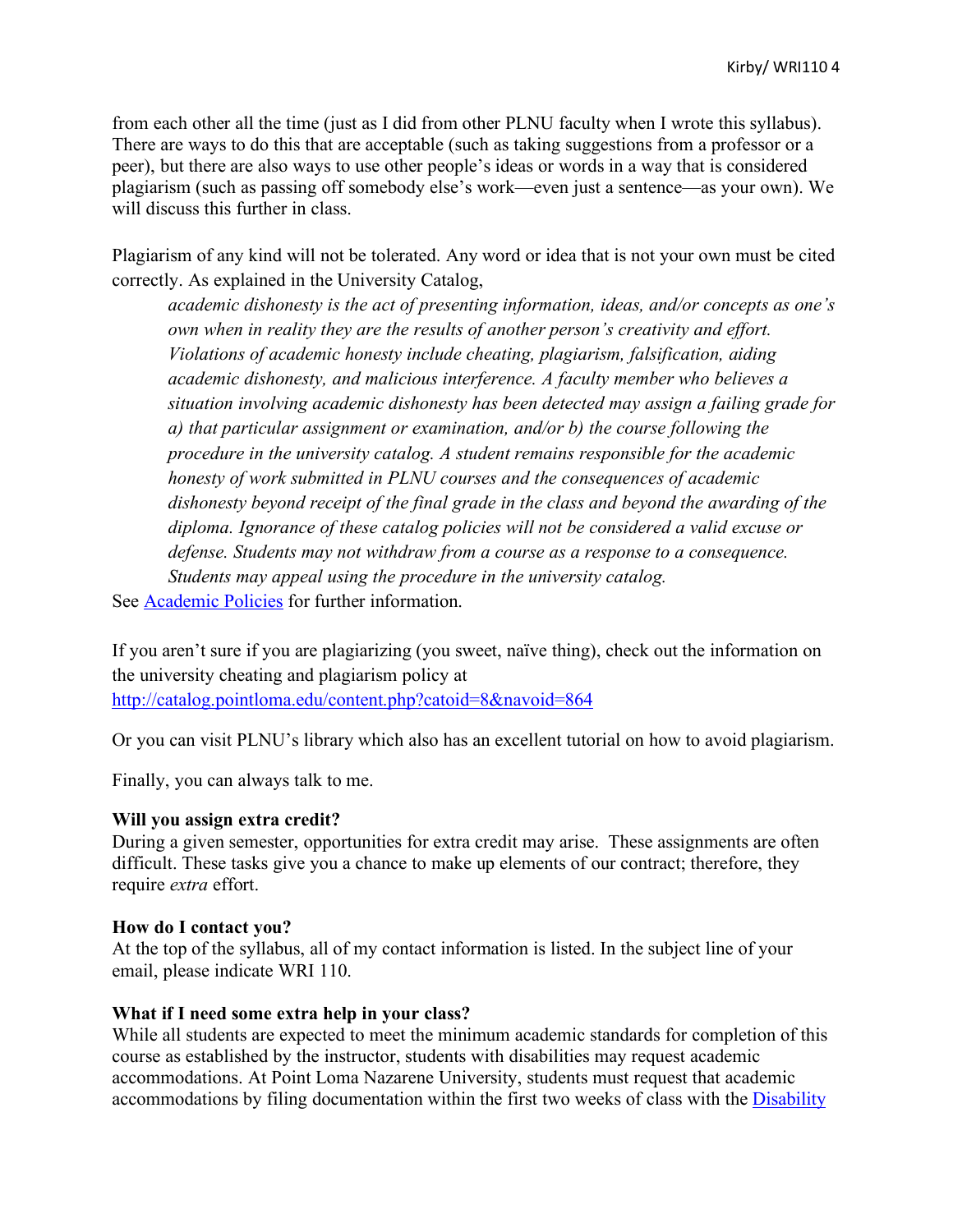from each other all the time (just as I did from other PLNU faculty when I wrote this syllabus). There are ways to do this that are acceptable (such as taking suggestions from a professor or a peer), but there are also ways to use other people's ideas or words in a way that is considered plagiarism (such as passing off somebody else's work—even just a sentence—as your own). We will discuss this further in class.

Plagiarism of any kind will not be tolerated. Any word or idea that is not your own must be cited correctly. As explained in the University Catalog,

> *academic dishonesty is the act of presenting information, ideas, and/or concepts as one's own when in reality they are the results of another person's creativity and effort. Violations of academic honesty include cheating, plagiarism, falsification, aiding academic dishonesty, and malicious interference. A faculty member who believes a situation involving academic dishonesty has been detected may assign a failing grade for a) that particular assignment or examination, and/or b) the course following the procedure in the university catalog. A student remains responsible for the academic honesty of work submitted in PLNU courses and the consequences of academic dishonesty beyond receipt of the final grade in the class and beyond the awarding of the diploma. Ignorance of these catalog policies will not be considered a valid excuse or defense. Students may not withdraw from a course as a response to a consequence. Students may appeal using the procedure in the university catalog.*

See [Academic Policies]() for further information.

If you aren't sure if you are plagiarizing (you sweet, naïve thing), check out the information on the university cheating and plagiarism policy at
[http://catalog.pointloma.edu/content.php?catoid=8&navoid=864](http://catalog.pointloma.edu/content.php?catoid=8&navoid=864)

Or you can visit PLNU's library which also has an excellent tutorial on how to avoid plagiarism.

Finally, you can always talk to me.

**Will you assign extra credit?**
During a given semester, opportunities for extra credit may arise. These assignments are often difficult. These tasks give you a chance to make up elements of our contract; therefore, they require *extra* effort.

**How do I contact you?**
At the top of the syllabus, all of my contact information is listed. In the subject line of your email, please indicate WRI 110.

**What if I need some extra help in your class?**
While all students are expected to meet the minimum academic standards for completion of this course as established by the instructor, students with disabilities may request academic accommodations. At Point Loma Nazarene University, students must request that academic accommodations by filing documentation within the first two weeks of class with the [Disability]()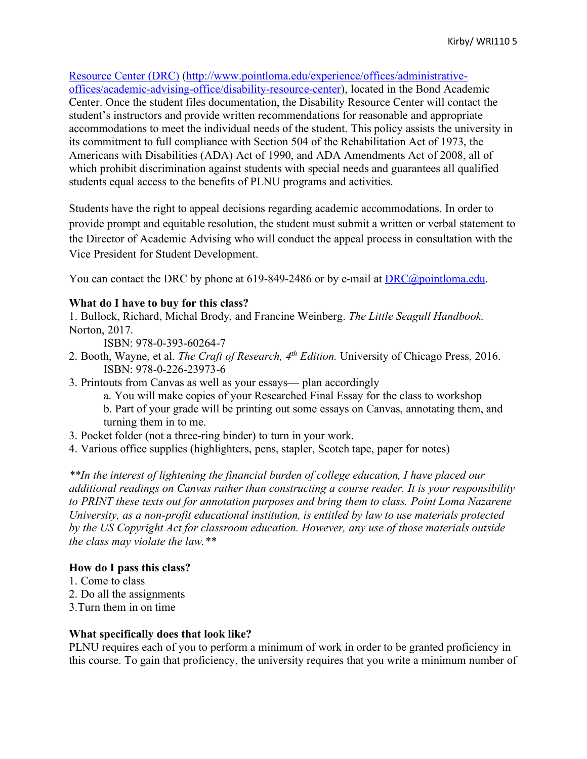[Resource Center (DRC)](http://www.pointloma.edu/experience/offices/administrative-offices/academic-advising-office/disability-resource-center) (http://www.pointloma.edu/experience/offices/administrative-offices/academic-advising-office/disability-resource-center), located in the Bond Academic Center. Once the student files documentation, the Disability Resource Center will contact the student's instructors and provide written recommendations for reasonable and appropriate accommodations to meet the individual needs of the student. This policy assists the university in its commitment to full compliance with Section 504 of the Rehabilitation Act of 1973, the Americans with Disabilities (ADA) Act of 1990, and ADA Amendments Act of 2008, all of which prohibit discrimination against students with special needs and guarantees all qualified students equal access to the benefits of PLNU programs and activities.

Students have the right to appeal decisions regarding academic accommodations. In order to provide prompt and equitable resolution, the student must submit a written or verbal statement to the Director of Academic Advising who will conduct the appeal process in consultation with the Vice President for Student Development.

You can contact the DRC by phone at 619-849-2486 or by e-mail at [DRC@pointloma.edu](mailto:DRC@pointloma.edu).

**What do I have to buy for this class?**

1. Bullock, Richard, Michal Brody, and Francine Weinberg. *The Little Seagull Handbook.* Norton, 2017.
   ISBN: 978-0-393-60264-7
2. Booth, Wayne, et al. *The Craft of Research, 4th Edition.* University of Chicago Press, 2016.
   ISBN: 978-0-226-23973-6
3. Printouts from Canvas as well as your essays— plan accordingly
   a. You will make copies of your Researched Final Essay for the class to workshop
   b. Part of your grade will be printing out some essays on Canvas, annotating them, and turning them in to me.
3. Pocket folder (not a three-ring binder) to turn in your work.
4. Various office supplies (highlighters, pens, stapler, Scotch tape, paper for notes)

*\*\*In the interest of lightening the financial burden of college education, I have placed our additional readings on Canvas rather than constructing a course reader. It is your responsibility to PRINT these texts out for annotation purposes and bring them to class. Point Loma Nazarene University, as a non-profit educational institution, is entitled by law to use materials protected by the US Copyright Act for classroom education. However, any use of those materials outside the class may violate the law.\*\**

**How do I pass this class?**

1. Come to class
2. Do all the assignments
3. Turn them in on time

**What specifically does that look like?**

PLNU requires each of you to perform a minimum of work in order to be granted proficiency in this course. To gain that proficiency, the university requires that you write a minimum number of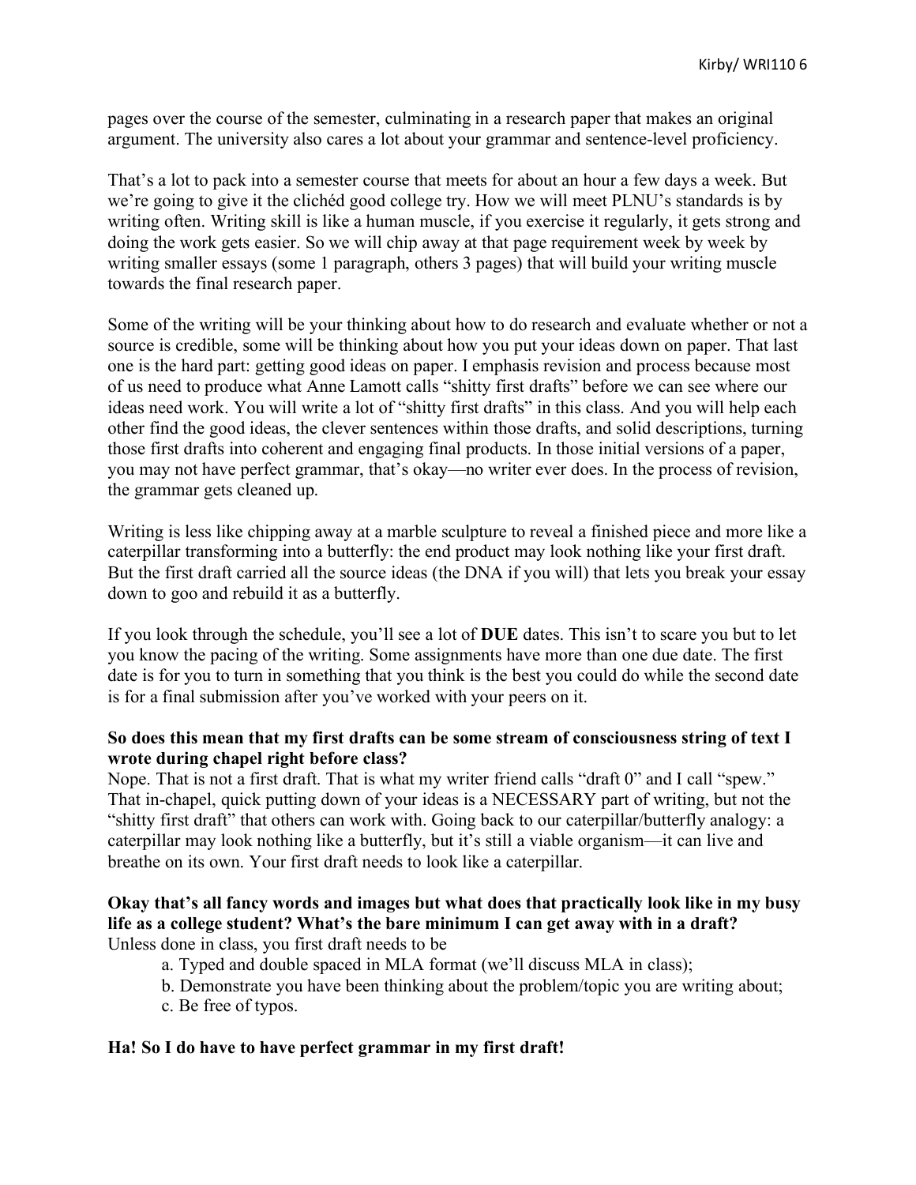pages over the course of the semester, culminating in a research paper that makes an original argument. The university also cares a lot about your grammar and sentence-level proficiency.

That's a lot to pack into a semester course that meets for about an hour a few days a week. But we're going to give it the clichéd good college try. How we will meet PLNU's standards is by writing often. Writing skill is like a human muscle, if you exercise it regularly, it gets strong and doing the work gets easier. So we will chip away at that page requirement week by week by writing smaller essays (some 1 paragraph, others 3 pages) that will build your writing muscle towards the final research paper.

Some of the writing will be your thinking about how to do research and evaluate whether or not a source is credible, some will be thinking about how you put your ideas down on paper. That last one is the hard part: getting good ideas on paper. I emphasis revision and process because most of us need to produce what Anne Lamott calls "shitty first drafts" before we can see where our ideas need work. You will write a lot of "shitty first drafts" in this class. And you will help each other find the good ideas, the clever sentences within those drafts, and solid descriptions, turning those first drafts into coherent and engaging final products. In those initial versions of a paper, you may not have perfect grammar, that's okay—no writer ever does. In the process of revision, the grammar gets cleaned up.

Writing is less like chipping away at a marble sculpture to reveal a finished piece and more like a caterpillar transforming into a butterfly: the end product may look nothing like your first draft. But the first draft carried all the source ideas (the DNA if you will) that lets you break your essay down to goo and rebuild it as a butterfly.

If you look through the schedule, you'll see a lot of **DUE** dates. This isn't to scare you but to let you know the pacing of the writing. Some assignments have more than one due date. The first date is for you to turn in something that you think is the best you could do while the second date is for a final submission after you've worked with your peers on it.

**So does this mean that my first drafts can be some stream of consciousness string of text I wrote during chapel right before class?**

Nope. That is not a first draft. That is what my writer friend calls "draft 0" and I call "spew." That in-chapel, quick putting down of your ideas is a NECESSARY part of writing, but not the "shitty first draft" that others can work with. Going back to our caterpillar/butterfly analogy: a caterpillar may look nothing like a butterfly, but it's still a viable organism—it can live and breathe on its own. Your first draft needs to look like a caterpillar.

**Okay that's all fancy words and images but what does that practically look like in my busy life as a college student? What's the bare minimum I can get away with in a draft?**

Unless done in class, you first draft needs to be

a. Typed and double spaced in MLA format (we'll discuss MLA in class);
b. Demonstrate you have been thinking about the problem/topic you are writing about;
c. Be free of typos.

**Ha! So I do have to have perfect grammar in my first draft!**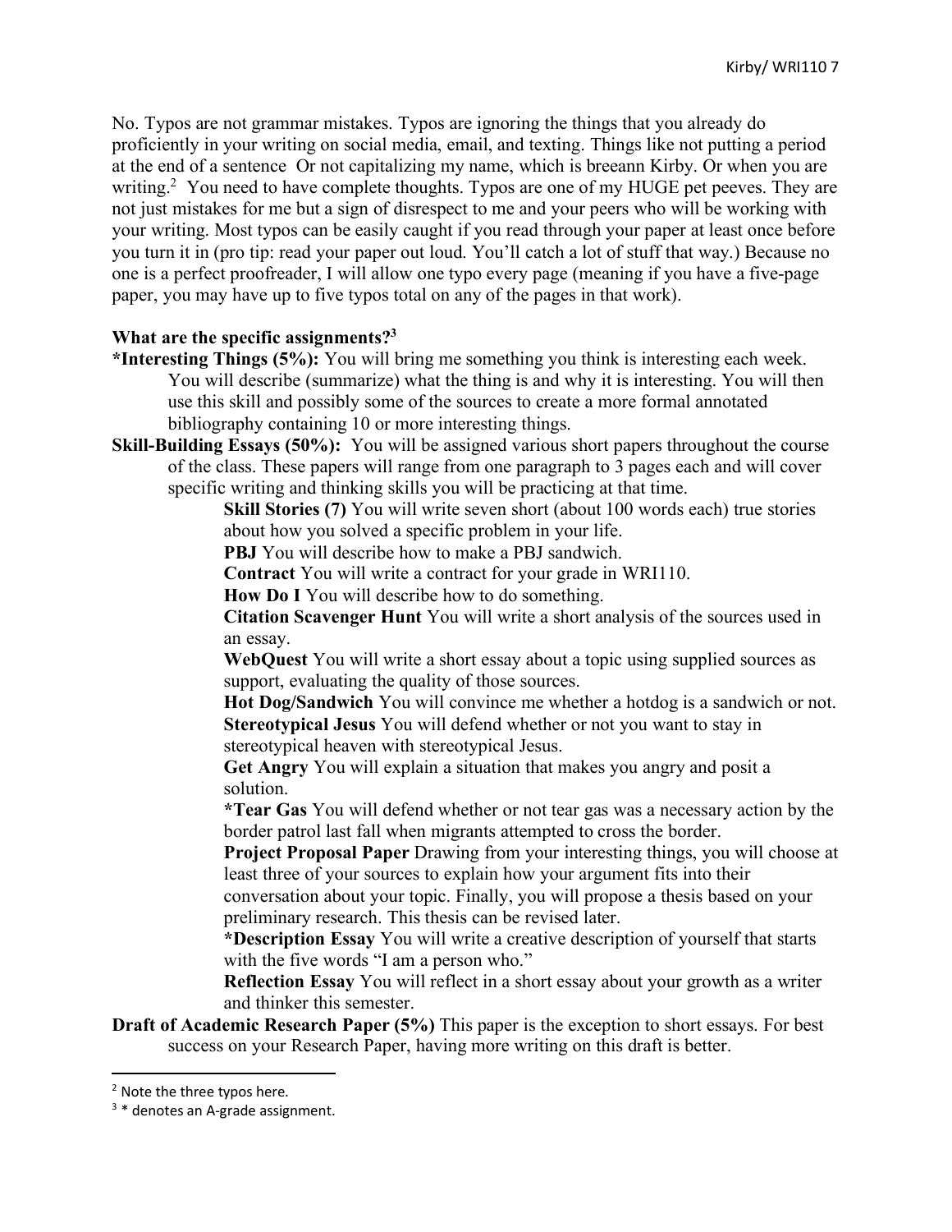No. Typos are not grammar mistakes. Typos are ignoring the things that you already do proficiently in your writing on social media, email, and texting. Things like not putting a period at the end of a sentence  Or not capitalizing my name, which is breeann Kirby. Or when you are writing.[2] You need to have complete thoughts. Typos are one of my HUGE pet peeves. They are not just mistakes for me but a sign of disrespect to me and your peers who will be working with your writing. Most typos can be easily caught if you read through your paper at least once before you turn it in (pro tip: read your paper out loud. You'll catch a lot of stuff that way.) Because no one is a perfect proofreader, I will allow one typo every page (meaning if you have a five-page paper, you may have up to five typos total on any of the pages in that work).

**What are the specific assignments?[3]**

**\*Interesting Things (5%):** You will bring me something you think is interesting each week. You will describe (summarize) what the thing is and why it is interesting. You will then use this skill and possibly some of the sources to create a more formal annotated bibliography containing 10 or more interesting things.

**Skill-Building Essays (50%):** You will be assigned various short papers throughout the course of the class. These papers will range from one paragraph to 3 pages each and will cover specific writing and thinking skills you will be practicing at that time.

- **Skill Stories (7)** You will write seven short (about 100 words each) true stories about how you solved a specific problem in your life.
- **PBJ** You will describe how to make a PBJ sandwich.
- **Contract** You will write a contract for your grade in WRI110.
- **How Do I** You will describe how to do something.
- **Citation Scavenger Hunt** You will write a short analysis of the sources used in an essay.
- **WebQuest** You will write a short essay about a topic using supplied sources as support, evaluating the quality of those sources.
- **Hot Dog/Sandwich** You will convince me whether a hotdog is a sandwich or not.
- **Stereotypical Jesus** You will defend whether or not you want to stay in stereotypical heaven with stereotypical Jesus.
- **Get Angry** You will explain a situation that makes you angry and posit a solution.
- **\*Tear Gas** You will defend whether or not tear gas was a necessary action by the border patrol last fall when migrants attempted to cross the border.
- **Project Proposal Paper** Drawing from your interesting things, you will choose at least three of your sources to explain how your argument fits into their conversation about your topic. Finally, you will propose a thesis based on your preliminary research. This thesis can be revised later.
- **\*Description Essay** You will write a creative description of yourself that starts with the five words "I am a person who."
- **Reflection Essay** You will reflect in a short essay about your growth as a writer and thinker this semester.

**Draft of Academic Research Paper (5%)** This paper is the exception to short essays. For best success on your Research Paper, having more writing on this draft is better.

---

[2] Note the three typos here.

[3] * denotes an A-grade assignment.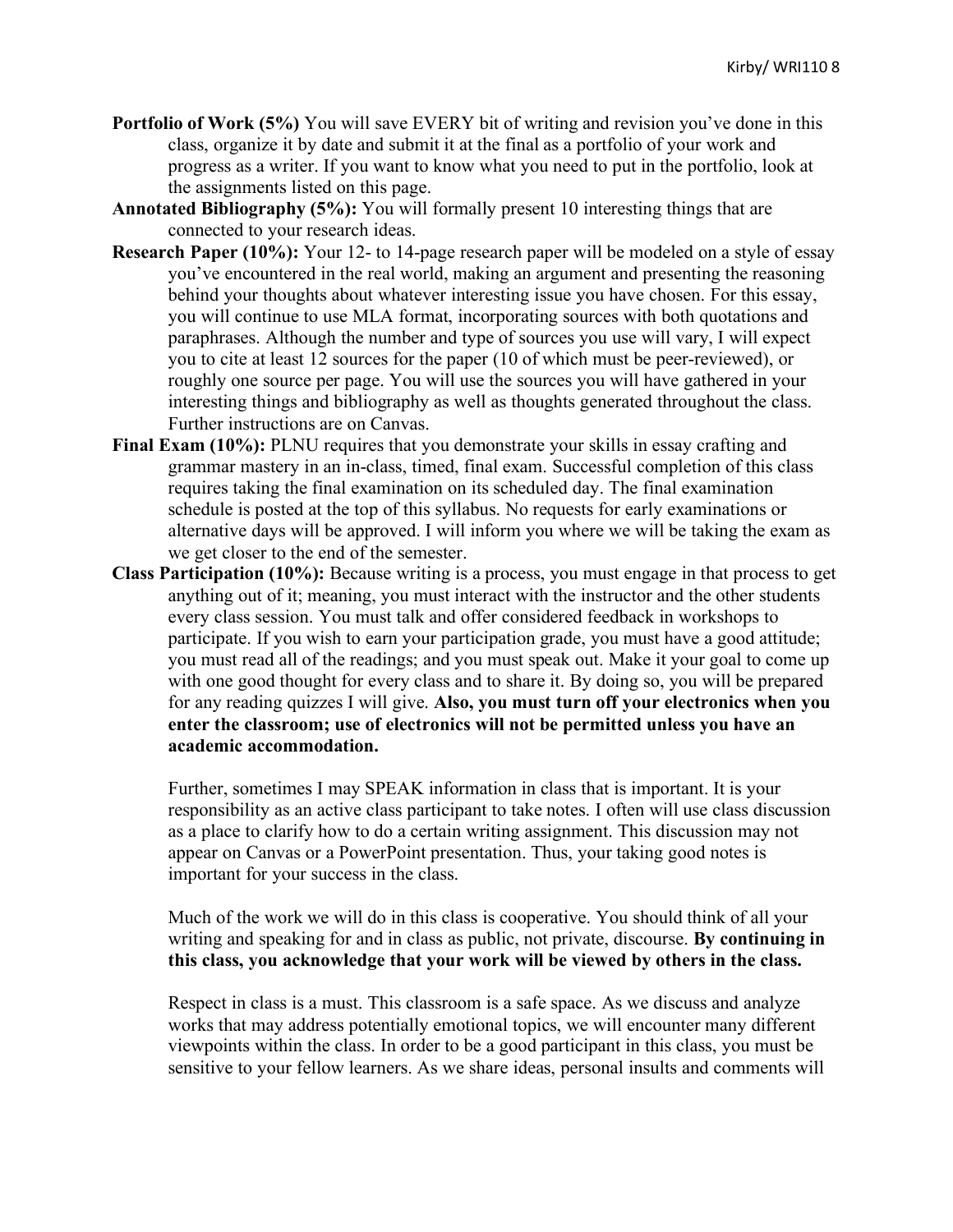**Portfolio of Work (5%)** You will save EVERY bit of writing and revision you've done in this class, organize it by date and submit it at the final as a portfolio of your work and progress as a writer. If you want to know what you need to put in the portfolio, look at the assignments listed on this page.

**Annotated Bibliography (5%):** You will formally present 10 interesting things that are connected to your research ideas.

**Research Paper (10%):** Your 12- to 14-page research paper will be modeled on a style of essay you've encountered in the real world, making an argument and presenting the reasoning behind your thoughts about whatever interesting issue you have chosen. For this essay, you will continue to use MLA format, incorporating sources with both quotations and paraphrases. Although the number and type of sources you use will vary, I will expect you to cite at least 12 sources for the paper (10 of which must be peer-reviewed), or roughly one source per page. You will use the sources you will have gathered in your interesting things and bibliography as well as thoughts generated throughout the class. Further instructions are on Canvas.

**Final Exam (10%):** PLNU requires that you demonstrate your skills in essay crafting and grammar mastery in an in-class, timed, final exam. Successful completion of this class requires taking the final examination on its scheduled day. The final examination schedule is posted at the top of this syllabus. No requests for early examinations or alternative days will be approved. I will inform you where we will be taking the exam as we get closer to the end of the semester.

**Class Participation (10%):** Because writing is a process, you must engage in that process to get anything out of it; meaning, you must interact with the instructor and the other students every class session. You must talk and offer considered feedback in workshops to participate. If you wish to earn your participation grade, you must have a good attitude; you must read all of the readings; and you must speak out. Make it your goal to come up with one good thought for every class and to share it. By doing so, you will be prepared for any reading quizzes I will give. **Also, you must turn off your electronics when you enter the classroom; use of electronics will not be permitted unless you have an academic accommodation.**

Further, sometimes I may SPEAK information in class that is important. It is your responsibility as an active class participant to take notes. I often will use class discussion as a place to clarify how to do a certain writing assignment. This discussion may not appear on Canvas or a PowerPoint presentation. Thus, your taking good notes is important for your success in the class.

Much of the work we will do in this class is cooperative. You should think of all your writing and speaking for and in class as public, not private, discourse. **By continuing in this class, you acknowledge that your work will be viewed by others in the class.**

Respect in class is a must. This classroom is a safe space. As we discuss and analyze works that may address potentially emotional topics, we will encounter many different viewpoints within the class. In order to be a good participant in this class, you must be sensitive to your fellow learners. As we share ideas, personal insults and comments will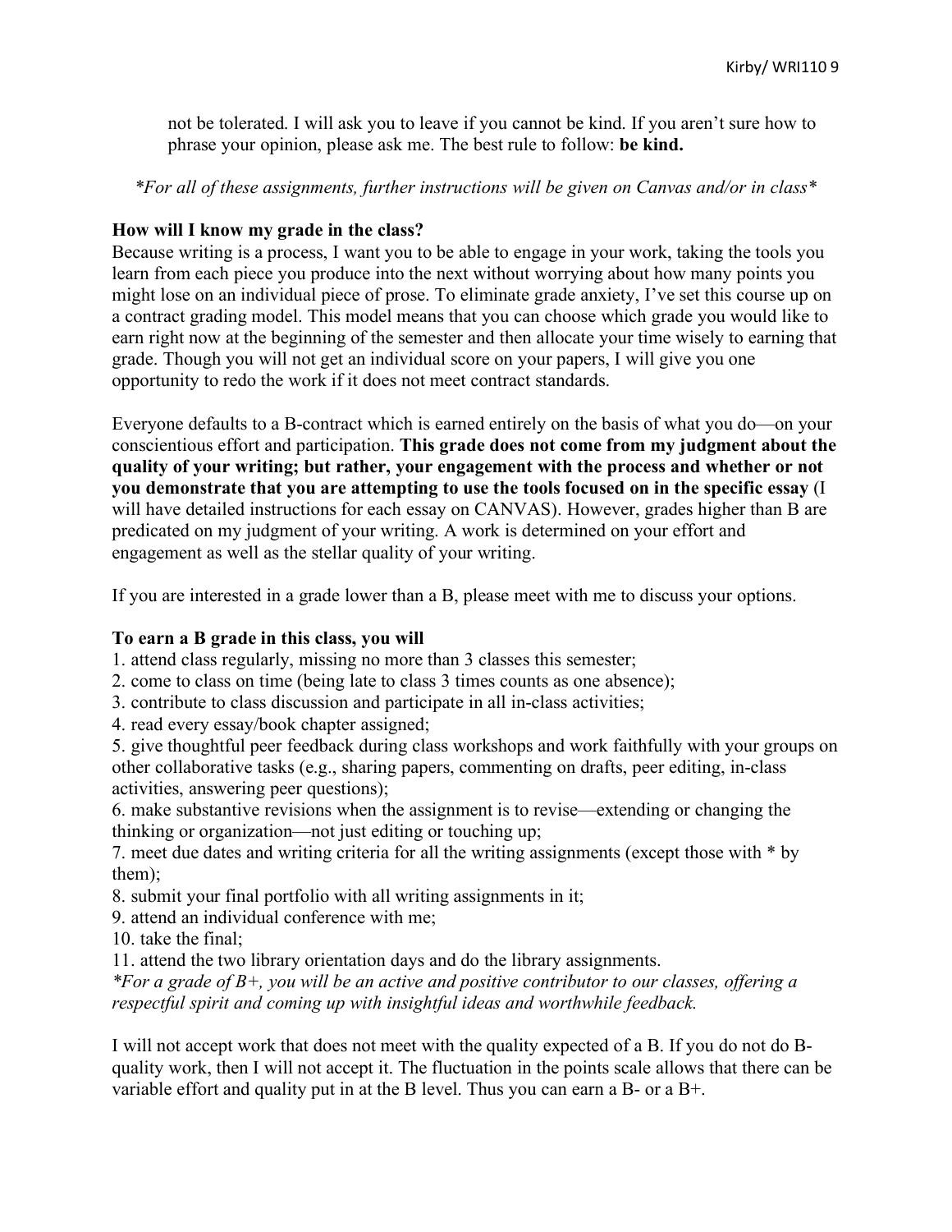not be tolerated. I will ask you to leave if you cannot be kind. If you aren't sure how to phrase your opinion, please ask me. The best rule to follow: **be kind.**

*\*For all of these assignments, further instructions will be given on Canvas and/or in class\**

**How will I know my grade in the class?**

Because writing is a process, I want you to be able to engage in your work, taking the tools you learn from each piece you produce into the next without worrying about how many points you might lose on an individual piece of prose. To eliminate grade anxiety, I've set this course up on a contract grading model. This model means that you can choose which grade you would like to earn right now at the beginning of the semester and then allocate your time wisely to earning that grade. Though you will not get an individual score on your papers, I will give you one opportunity to redo the work if it does not meet contract standards.

Everyone defaults to a B-contract which is earned entirely on the basis of what you do—on your conscientious effort and participation. **This grade does not come from my judgment about the quality of your writing; but rather, your engagement with the process and whether or not you demonstrate that you are attempting to use the tools focused on in the specific essay** (I will have detailed instructions for each essay on CANVAS). However, grades higher than B are predicated on my judgment of your writing. A work is determined on your effort and engagement as well as the stellar quality of your writing.

If you are interested in a grade lower than a B, please meet with me to discuss your options.

**To earn a B grade in this class, you will**

1. attend class regularly, missing no more than 3 classes this semester;
2. come to class on time (being late to class 3 times counts as one absence);
3. contribute to class discussion and participate in all in-class activities;
4. read every essay/book chapter assigned;
5. give thoughtful peer feedback during class workshops and work faithfully with your groups on other collaborative tasks (e.g., sharing papers, commenting on drafts, peer editing, in-class activities, answering peer questions);
6. make substantive revisions when the assignment is to revise—extending or changing the thinking or organization—not just editing or touching up;
7. meet due dates and writing criteria for all the writing assignments (except those with * by them);
8. submit your final portfolio with all writing assignments in it;
9. attend an individual conference with me;
10. take the final;
11. attend the two library orientation days and do the library assignments.

*\*For a grade of B+, you will be an active and positive contributor to our classes, offering a respectful spirit and coming up with insightful ideas and worthwhile feedback.*

I will not accept work that does not meet with the quality expected of a B. If you do not do B-quality work, then I will not accept it. The fluctuation in the points scale allows that there can be variable effort and quality put in at the B level. Thus you can earn a B- or a B+.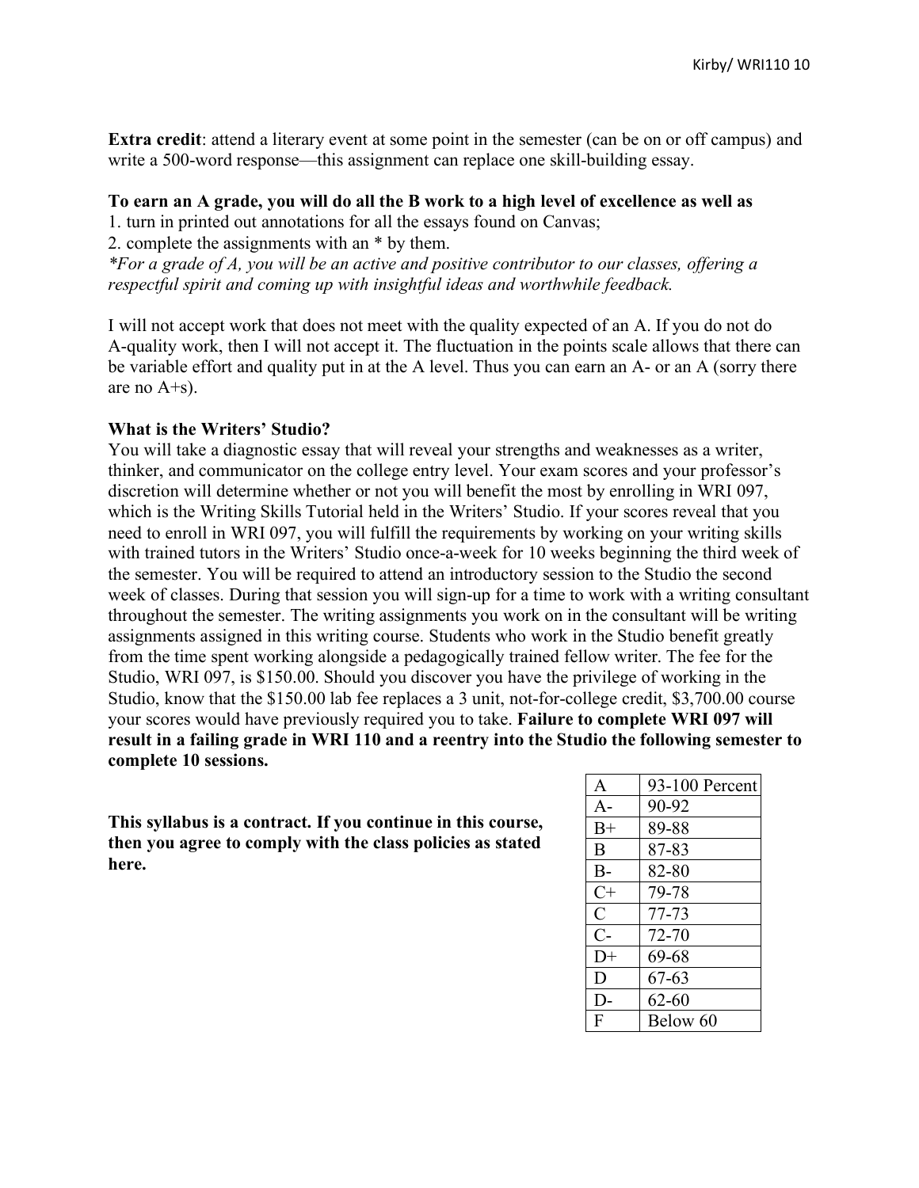**Extra credit**: attend a literary event at some point in the semester (can be on or off campus) and write a 500-word response—this assignment can replace one skill-building essay.

**To earn an A grade, you will do all the B work to a high level of excellence as well as**

1. turn in printed out annotations for all the essays found on Canvas;
2. complete the assignments with an * by them.

*\*For a grade of A, you will be an active and positive contributor to our classes, offering a respectful spirit and coming up with insightful ideas and worthwhile feedback.*

I will not accept work that does not meet with the quality expected of an A. If you do not do A-quality work, then I will not accept it. The fluctuation in the points scale allows that there can be variable effort and quality put in at the A level. Thus you can earn an A- or an A (sorry there are no A+s).

**What is the Writers' Studio?**

You will take a diagnostic essay that will reveal your strengths and weaknesses as a writer, thinker, and communicator on the college entry level. Your exam scores and your professor's discretion will determine whether or not you will benefit the most by enrolling in WRI 097, which is the Writing Skills Tutorial held in the Writers' Studio. If your scores reveal that you need to enroll in WRI 097, you will fulfill the requirements by working on your writing skills with trained tutors in the Writers' Studio once-a-week for 10 weeks beginning the third week of the semester. You will be required to attend an introductory session to the Studio the second week of classes. During that session you will sign-up for a time to work with a writing consultant throughout the semester. The writing assignments you work on in the consultant will be writing assignments assigned in this writing course. Students who work in the Studio benefit greatly from the time spent working alongside a pedagogically trained fellow writer. The fee for the Studio, WRI 097, is $150.00. Should you discover you have the privilege of working in the Studio, know that the $150.00 lab fee replaces a 3 unit, not-for-college credit, $3,700.00 course your scores would have previously required you to take. **Failure to complete WRI 097 will result in a failing grade in WRI 110 and a reentry into the Studio the following semester to complete 10 sessions.**

**This syllabus is a contract. If you continue in this course, then you agree to comply with the class policies as stated here.**

| A | 93-100 Percent |
|---|---|
| A- | 90-92 |
| B+ | 89-88 |
| B | 87-83 |
| B- | 82-80 |
| C+ | 79-78 |
| C | 77-73 |
| C- | 72-70 |
| D+ | 69-68 |
| D | 67-63 |
| D- | 62-60 |
| F | Below 60 |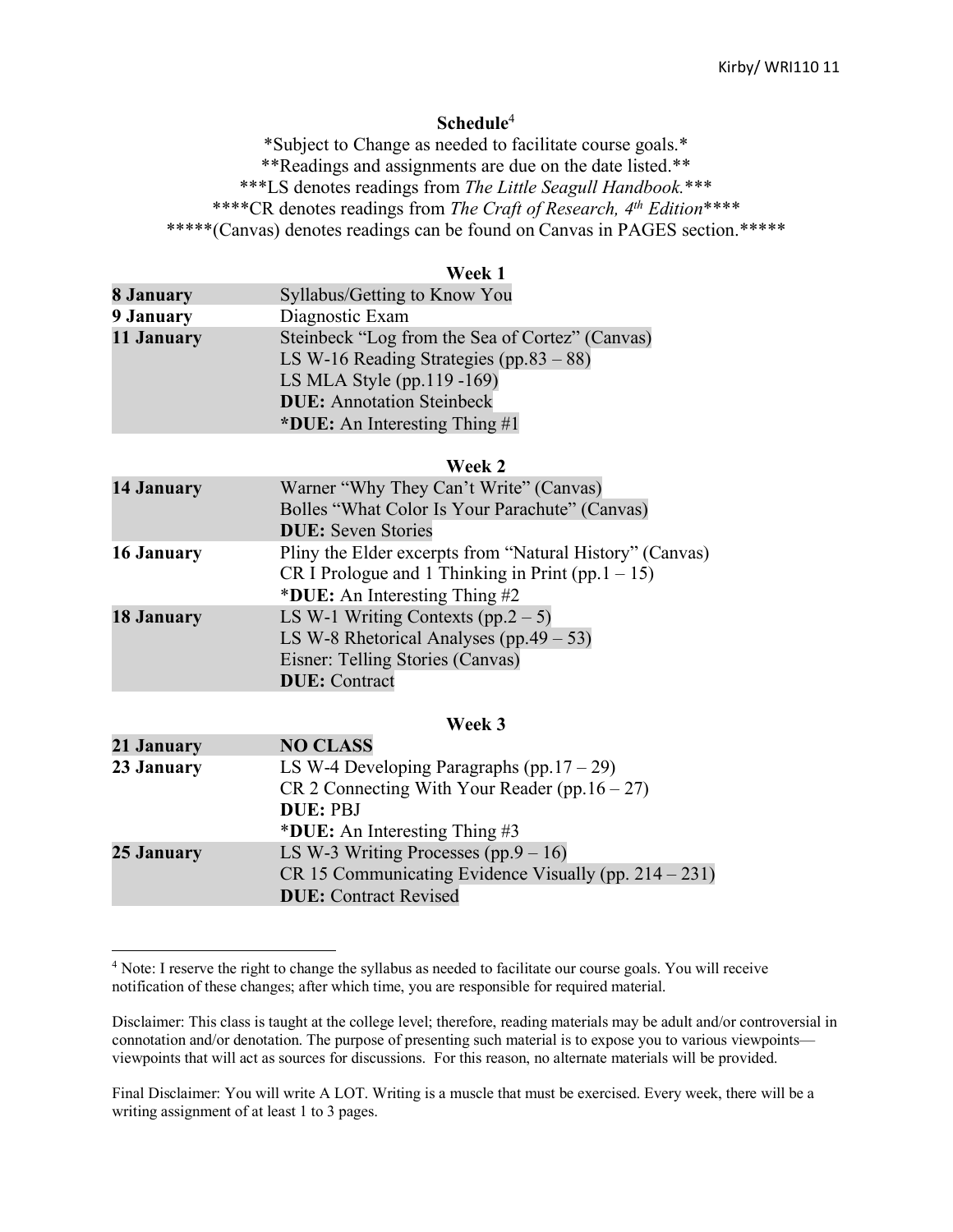## Schedule[4]

*Subject to Change as needed to facilitate course goals.*
**Readings and assignments are due on the date listed.**
***LS denotes readings from *The Little Seagull Handbook.****
****CR denotes readings from *The Craft of Research, 4th Edition*****
*****(Canvas) denotes readings can be found on Canvas in PAGES section.*****

### Week 1

| | |
|---|---|
| **8 January** | Syllabus/Getting to Know You |
| **9 January** | Diagnostic Exam |
| **11 January** | Steinbeck "Log from the Sea of Cortez" (Canvas)<br>LS W-16 Reading Strategies (pp.83 – 88)<br>LS MLA Style (pp.119 -169)<br>**DUE:** Annotation Steinbeck<br>***DUE:** An Interesting Thing #1 |

### Week 2

| | |
|---|---|
| **14 January** | Warner "Why They Can't Write" (Canvas)<br>Bolles "What Color Is Your Parachute" (Canvas)<br>**DUE:** Seven Stories |
| **16 January** | Pliny the Elder excerpts from "Natural History" (Canvas)<br>CR I Prologue and 1 Thinking in Print (pp.1 – 15)<br>***DUE:** An Interesting Thing #2 |
| **18 January** | LS W-1 Writing Contexts (pp.2 – 5)<br>LS W-8 Rhetorical Analyses (pp.49 – 53)<br>Eisner: Telling Stories (Canvas)<br>**DUE:** Contract |

### Week 3

| | |
|---|---|
| **21 January** | **NO CLASS** |
| **23 January** | LS W-4 Developing Paragraphs (pp.17 – 29)<br>CR 2 Connecting With Your Reader (pp.16 – 27)<br>**DUE:** PBJ<br>***DUE:** An Interesting Thing #3 |
| **25 January** | LS W-3 Writing Processes (pp.9 – 16)<br>CR 15 Communicating Evidence Visually (pp. 214 – 231)<br>**DUE:** Contract Revised |

---

[4] Note: I reserve the right to change the syllabus as needed to facilitate our course goals. You will receive notification of these changes; after which time, you are responsible for required material.

Disclaimer: This class is taught at the college level; therefore, reading materials may be adult and/or controversial in connotation and/or denotation. The purpose of presenting such material is to expose you to various viewpoints—viewpoints that will act as sources for discussions. For this reason, no alternate materials will be provided.

Final Disclaimer: You will write A LOT. Writing is a muscle that must be exercised. Every week, there will be a writing assignment of at least 1 to 3 pages.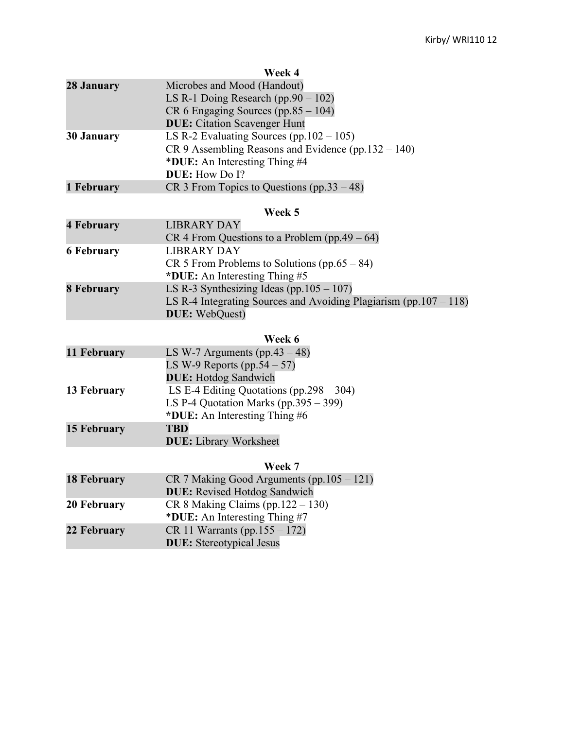### Week 4

| | |
|---|---|
| **28 January** | Microbes and Mood (Handout)<br>LS R-1 Doing Research (pp.90 – 102)<br>CR 6 Engaging Sources (pp.85 – 104)<br>**DUE:** Citation Scavenger Hunt |
| **30 January** | LS R-2 Evaluating Sources (pp.102 – 105)<br>CR 9 Assembling Reasons and Evidence (pp.132 – 140)<br>***DUE:** An Interesting Thing #4<br>**DUE:** How Do I? |
| **1 February** | CR 3 From Topics to Questions (pp.33 – 48) |

### Week 5

| | |
|---|---|
| **4 February** | LIBRARY DAY<br>CR 4 From Questions to a Problem (pp.49 – 64) |
| **6 February** | LIBRARY DAY<br>CR 5 From Problems to Solutions (pp.65 – 84)<br>***DUE:** An Interesting Thing #5 |
| **8 February** | LS R-3 Synthesizing Ideas (pp.105 – 107)<br>LS R-4 Integrating Sources and Avoiding Plagiarism (pp.107 – 118)<br>**DUE:** WebQuest) |

### Week 6

| | |
|---|---|
| **11 February** | LS W-7 Arguments (pp.43 – 48)<br>LS W-9 Reports (pp.54 – 57)<br>**DUE:** Hotdog Sandwich |
| **13 February** | LS E-4 Editing Quotations (pp.298 – 304)<br>LS P-4 Quotation Marks (pp.395 – 399)<br>***DUE:** An Interesting Thing #6 |
| **15 February** | **TBD**<br>**DUE:** Library Worksheet |

### Week 7

| | |
|---|---|
| **18 February** | CR 7 Making Good Arguments (pp.105 – 121)<br>**DUE:** Revised Hotdog Sandwich |
| **20 February** | CR 8 Making Claims (pp.122 – 130)<br>***DUE:** An Interesting Thing #7 |
| **22 February** | CR 11 Warrants (pp.155 – 172)<br>**DUE:** Stereotypical Jesus |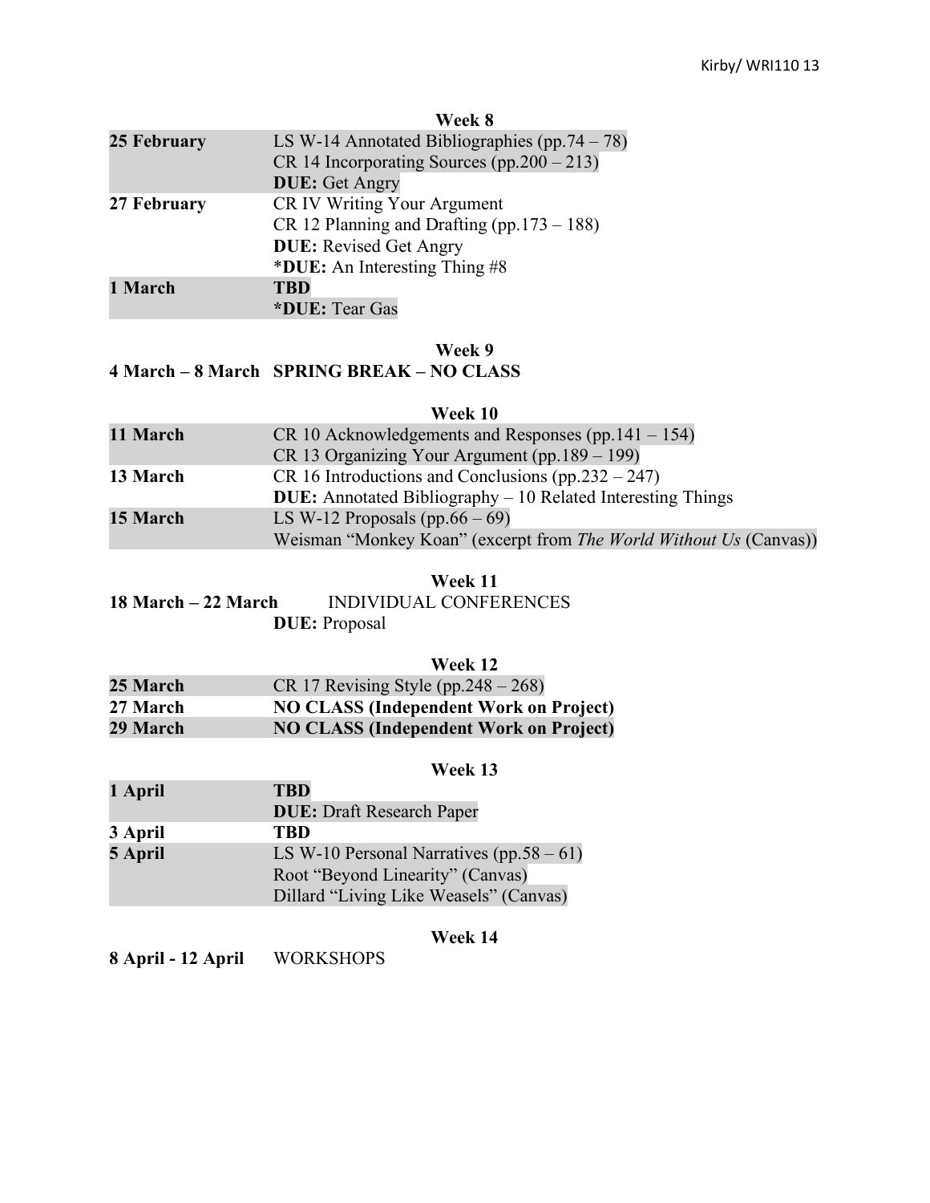**Week 8**

| | |
|---|---|
| **25 February** | LS W-14 Annotated Bibliographies (pp.74 – 78)<br>CR 14 Incorporating Sources (pp.200 – 213)<br>**DUE:** Get Angry |
| **27 February** | CR IV Writing Your Argument<br>CR 12 Planning and Drafting (pp.173 – 188)<br>**DUE:** Revised Get Angry<br>***DUE:** An Interesting Thing #8 |
| **1 March** | **TBD**<br>***DUE:** Tear Gas |

**Week 9**

**4 March – 8 March SPRING BREAK – NO CLASS**

**Week 10**

| | |
|---|---|
| **11 March** | CR 10 Acknowledgements and Responses (pp.141 – 154)<br>CR 13 Organizing Your Argument (pp.189 – 199) |
| **13 March** | CR 16 Introductions and Conclusions (pp.232 – 247)<br>**DUE:** Annotated Bibliography – 10 Related Interesting Things |
| **15 March** | LS W-12 Proposals (pp.66 – 69)<br>Weisman "Monkey Koan" (excerpt from *The World Without Us* (Canvas)) |

**Week 11**

**18 March – 22 March** INDIVIDUAL CONFERENCES
**DUE:** Proposal

**Week 12**

| | |
|---|---|
| **25 March** | CR 17 Revising Style (pp.248 – 268) |
| **27 March** | **NO CLASS (Independent Work on Project)** |
| **29 March** | **NO CLASS (Independent Work on Project)** |

**Week 13**

| | |
|---|---|
| **1 April** | **TBD**<br>**DUE:** Draft Research Paper |
| **3 April** | **TBD** |
| **5 April** | LS W-10 Personal Narratives (pp.58 – 61)<br>Root "Beyond Linearity" (Canvas)<br>Dillard "Living Like Weasels" (Canvas) |

**Week 14**

**8 April - 12 April** WORKSHOPS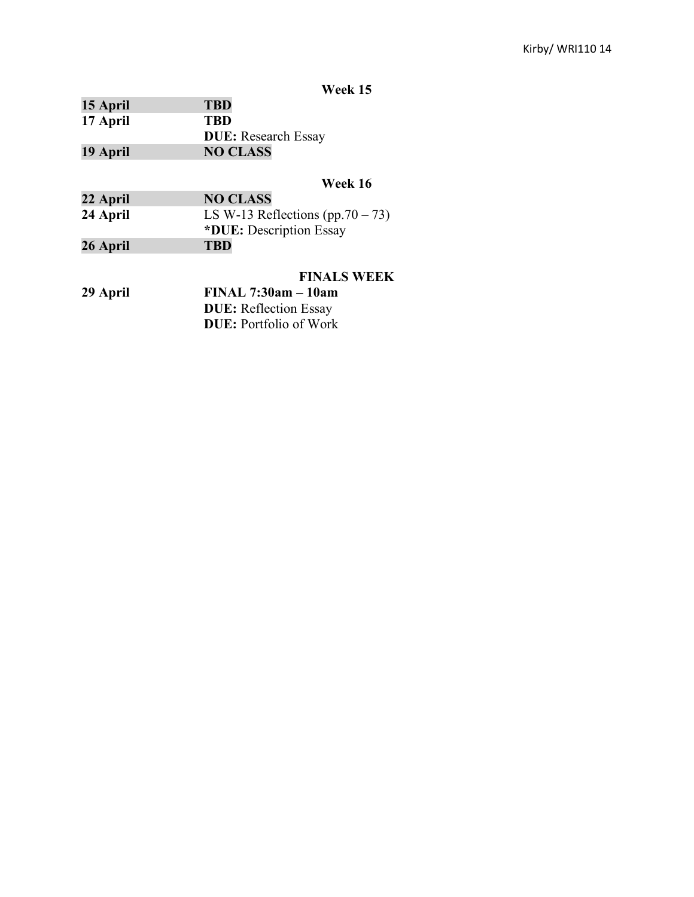**Week 15**

| | |
|---|---|
| **15 April** | **TBD** |
| **17 April** | **TBD** |
| | **DUE:** Research Essay |
| **19 April** | **NO CLASS** |

**Week 16**

| | |
|---|---|
| **22 April** | **NO CLASS** |
| **24 April** | LS W-13 Reflections (pp.70 – 73) |
| | ***DUE:** Description Essay |
| **26 April** | **TBD** |

**FINALS WEEK**

| | |
|---|---|
| **29 April** | **FINAL 7:30am – 10am** |
| | **DUE:** Reflection Essay |
| | **DUE:** Portfolio of Work |